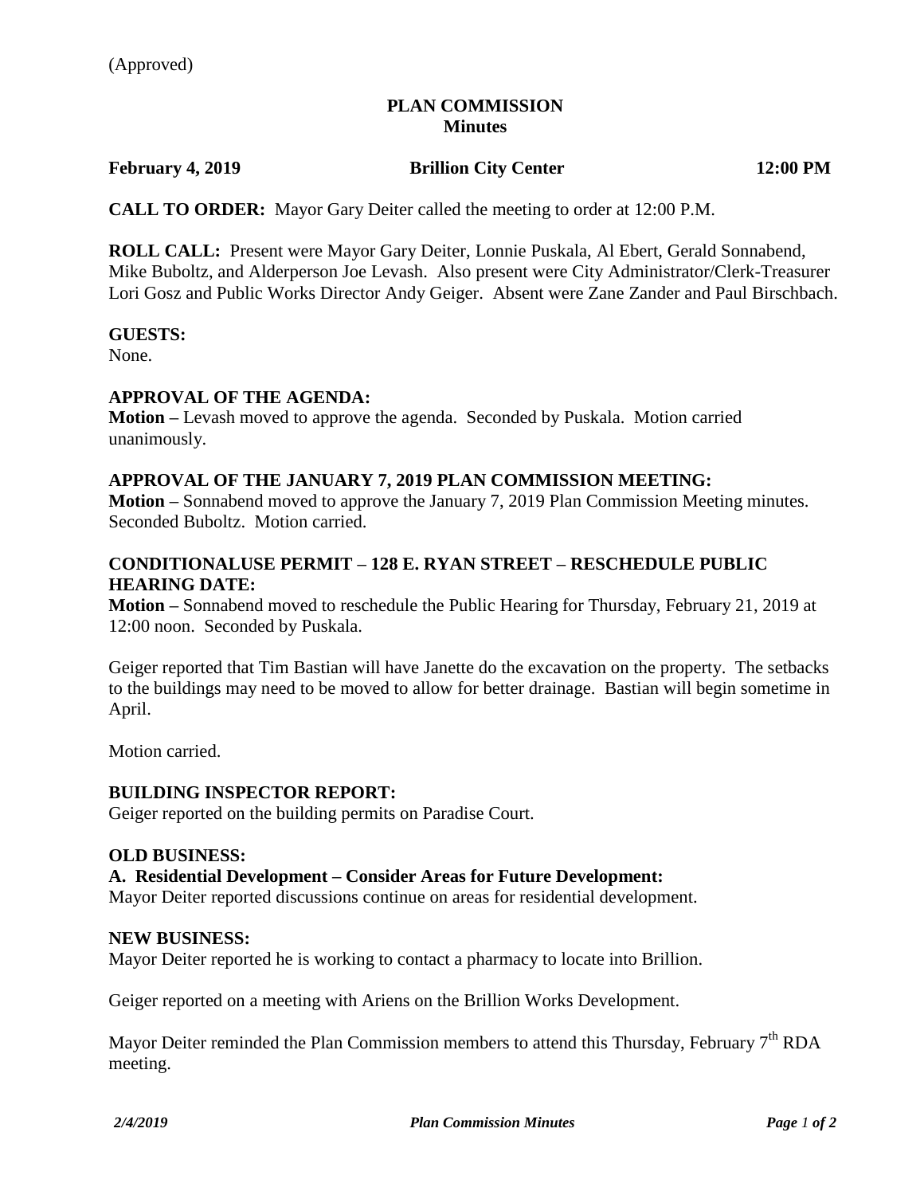(Approved)

# PLAN COMMISSION
## Minutes

**February 4, 2019** **Brillion City Center** **12:00 PM**

**CALL TO ORDER:** Mayor Gary Deiter called the meeting to order at 12:00 P.M.

**ROLL CALL:** Present were Mayor Gary Deiter, Lonnie Puskala, Al Ebert, Gerald Sonnabend, Mike Buboltz, and Alderperson Joe Levash. Also present were City Administrator/Clerk-Treasurer Lori Gosz and Public Works Director Andy Geiger. Absent were Zane Zander and Paul Birschbach.

**GUESTS:**
None.

**APPROVAL OF THE AGENDA:**
**Motion –** Levash moved to approve the agenda. Seconded by Puskala. Motion carried unanimously.

**APPROVAL OF THE JANUARY 7, 2019 PLAN COMMISSION MEETING:**
**Motion –** Sonnabend moved to approve the January 7, 2019 Plan Commission Meeting minutes. Seconded Buboltz. Motion carried.

**CONDITIONALUSE PERMIT – 128 E. RYAN STREET – RESCHEDULE PUBLIC HEARING DATE:**
**Motion –** Sonnabend moved to reschedule the Public Hearing for Thursday, February 21, 2019 at 12:00 noon. Seconded by Puskala.

Geiger reported that Tim Bastian will have Janette do the excavation on the property. The setbacks to the buildings may need to be moved to allow for better drainage. Bastian will begin sometime in April.

Motion carried.

**BUILDING INSPECTOR REPORT:**
Geiger reported on the building permits on Paradise Court.

**OLD BUSINESS:**
**A. Residential Development – Consider Areas for Future Development:**
Mayor Deiter reported discussions continue on areas for residential development.

**NEW BUSINESS:**
Mayor Deiter reported he is working to contact a pharmacy to locate into Brillion.

Geiger reported on a meeting with Ariens on the Brillion Works Development.

Mayor Deiter reminded the Plan Commission members to attend this Thursday, February 7th RDA meeting.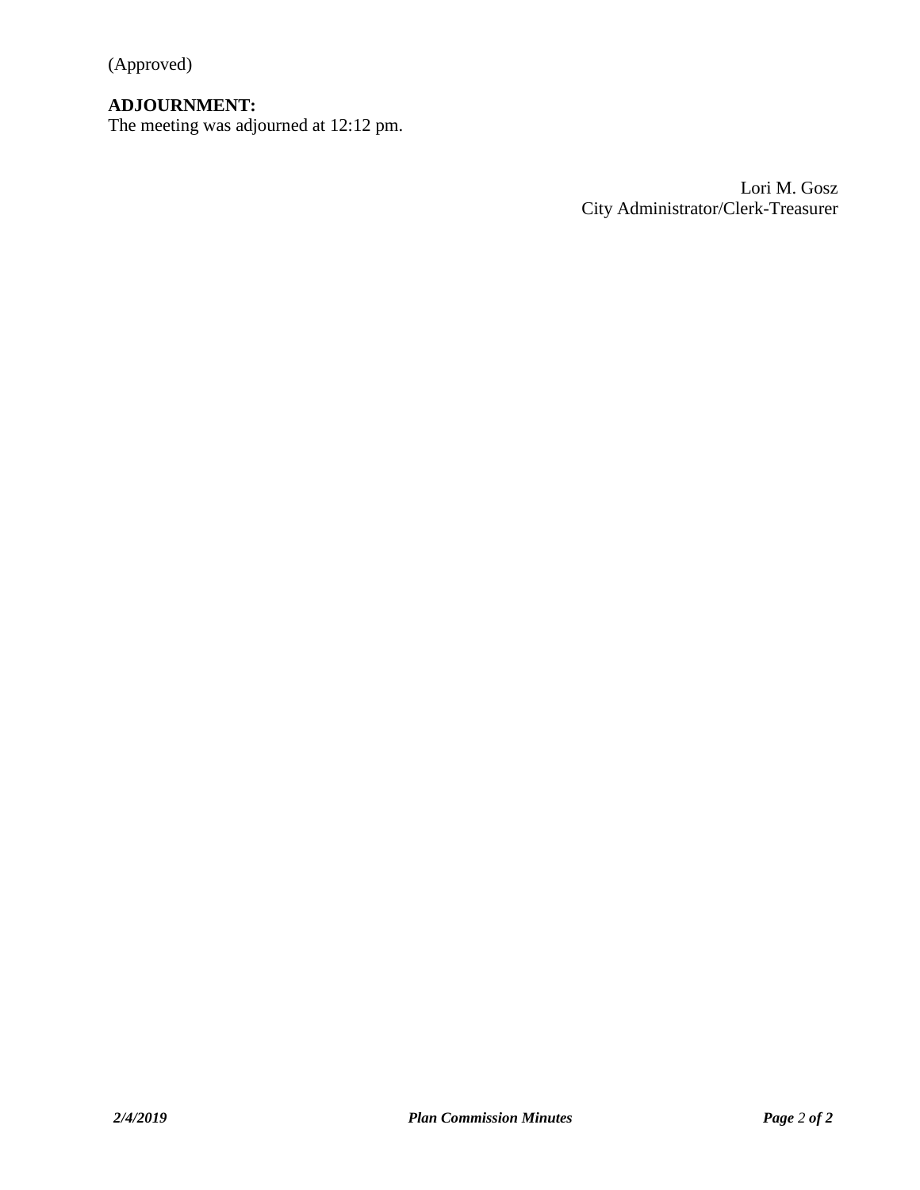(Approved)

**ADJOURNMENT:**
The meeting was adjourned at 12:12 pm.

Lori M. Gosz
City Administrator/Clerk-Treasurer